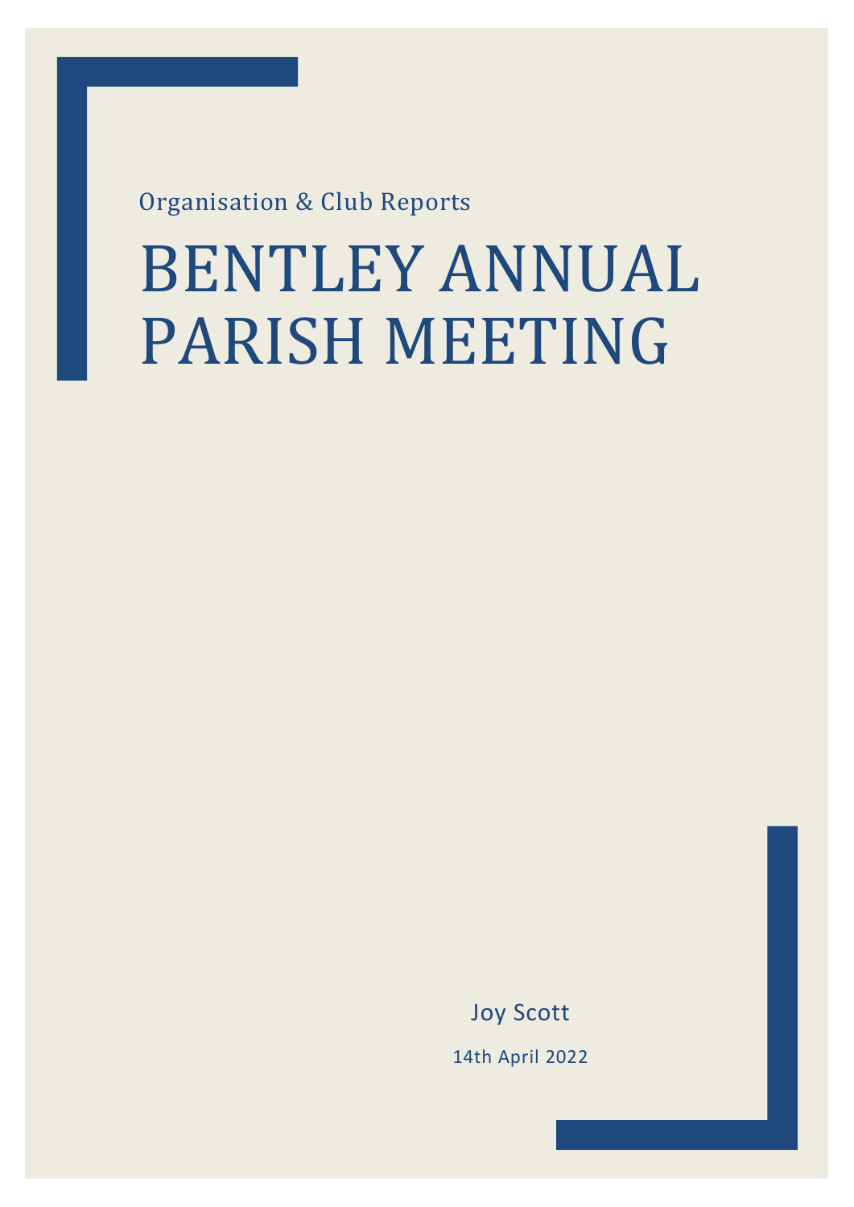Organisation & Club Reports

# BENTLEY ANNUAL PARISH MEETING

Joy Scott

14th April 2022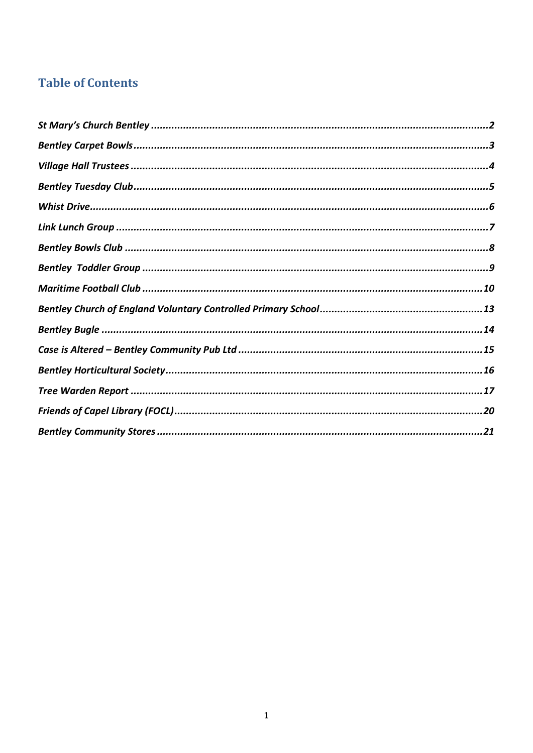## Table of Contents

| | |
|---|---|
| *St Mary's Church Bentley* | 2 |
| *Bentley Carpet Bowls* | 3 |
| *Village Hall Trustees* | 4 |
| *Bentley Tuesday Club* | 5 |
| *Whist Drive* | 6 |
| *Link Lunch Group* | 7 |
| *Bentley Bowls Club* | 8 |
| *Bentley Toddler Group* | 9 |
| *Maritime Football Club* | 10 |
| *Bentley Church of England Voluntary Controlled Primary School* | 13 |
| *Bentley Bugle* | 14 |
| *Case is Altered – Bentley Community Pub Ltd* | 15 |
| *Bentley Horticultural Society* | 16 |
| *Tree Warden Report* | 17 |
| *Friends of Capel Library (FOCL)* | 20 |
| *Bentley Community Stores* | 21 |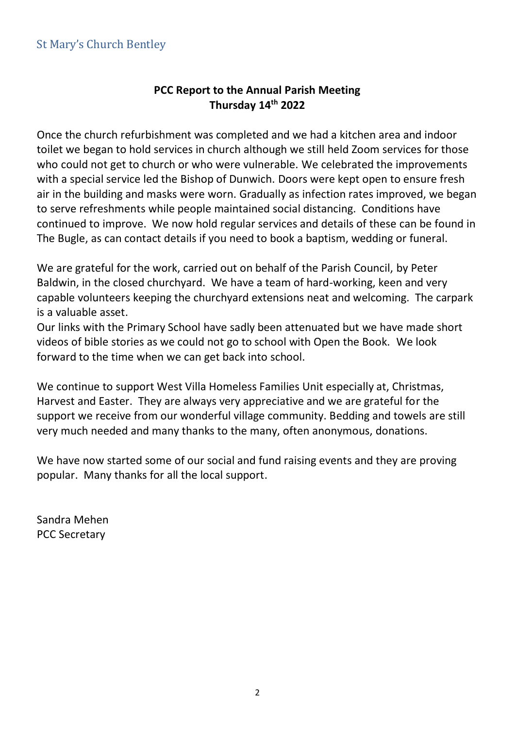St Mary's Church Bentley

**PCC Report to the Annual Parish Meeting**
**Thursday 14th 2022**

Once the church refurbishment was completed and we had a kitchen area and indoor toilet we began to hold services in church although we still held Zoom services for those who could not get to church or who were vulnerable. We celebrated the improvements with a special service led the Bishop of Dunwich. Doors were kept open to ensure fresh air in the building and masks were worn. Gradually as infection rates improved, we began to serve refreshments while people maintained social distancing. Conditions have continued to improve. We now hold regular services and details of these can be found in The Bugle, as can contact details if you need to book a baptism, wedding or funeral.

We are grateful for the work, carried out on behalf of the Parish Council, by Peter Baldwin, in the closed churchyard. We have a team of hard-working, keen and very capable volunteers keeping the churchyard extensions neat and welcoming. The carpark is a valuable asset.
Our links with the Primary School have sadly been attenuated but we have made short videos of bible stories as we could not go to school with Open the Book. We look forward to the time when we can get back into school.

We continue to support West Villa Homeless Families Unit especially at, Christmas, Harvest and Easter. They are always very appreciative and we are grateful for the support we receive from our wonderful village community. Bedding and towels are still very much needed and many thanks to the many, often anonymous, donations.

We have now started some of our social and fund raising events and they are proving popular. Many thanks for all the local support.

Sandra Mehen
PCC Secretary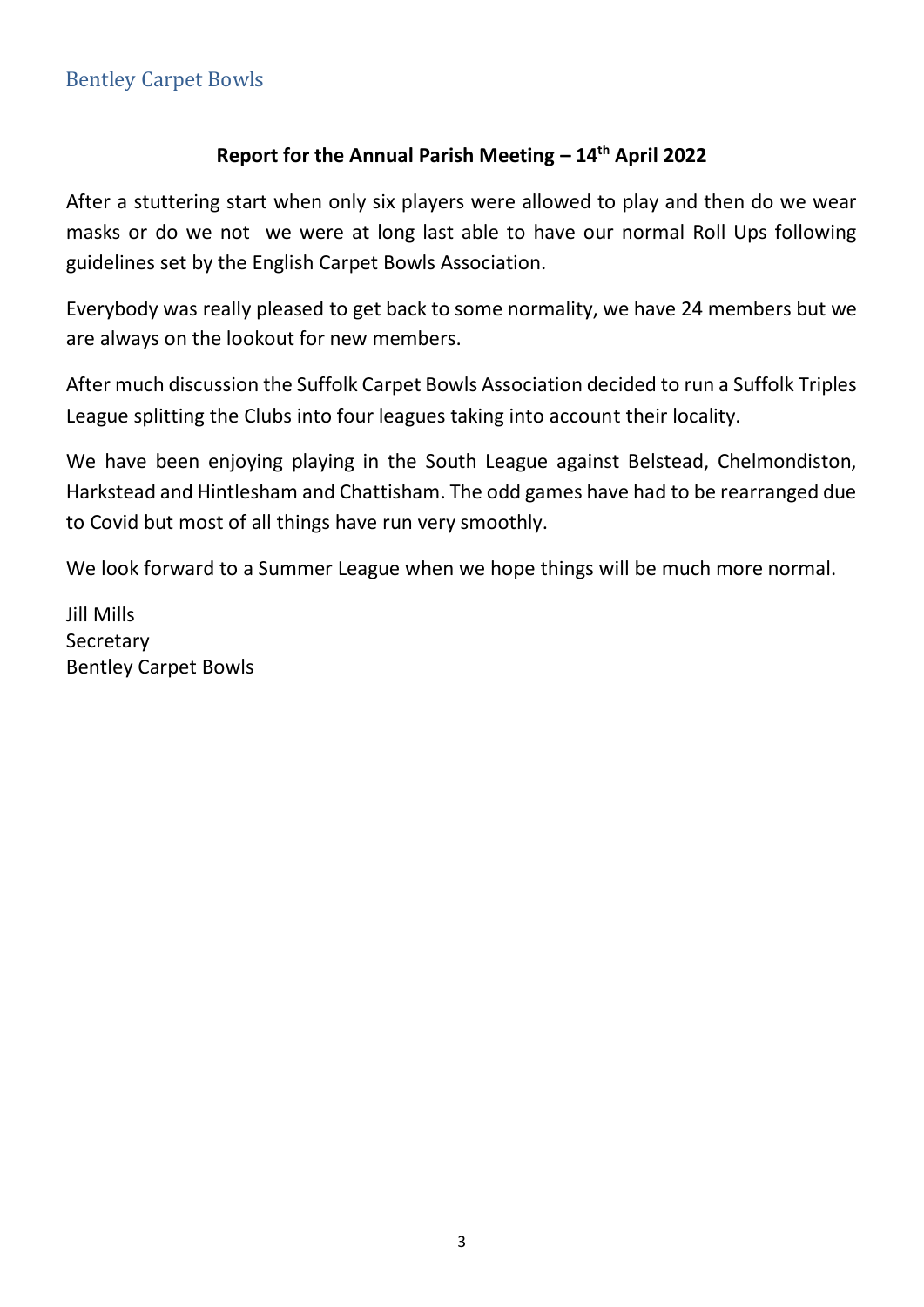## Bentley Carpet Bowls

**Report for the Annual Parish Meeting – 14th April 2022**

After a stuttering start when only six players were allowed to play and then do we wear masks or do we not  we were at long last able to have our normal Roll Ups following guidelines set by the English Carpet Bowls Association.

Everybody was really pleased to get back to some normality, we have 24 members but we are always on the lookout for new members.

After much discussion the Suffolk Carpet Bowls Association decided to run a Suffolk Triples League splitting the Clubs into four leagues taking into account their locality.

We have been enjoying playing in the South League against Belstead, Chelmondiston, Harkstead and Hintlesham and Chattisham. The odd games have had to be rearranged due to Covid but most of all things have run very smoothly.

We look forward to a Summer League when we hope things will be much more normal.

Jill Mills
Secretary
Bentley Carpet Bowls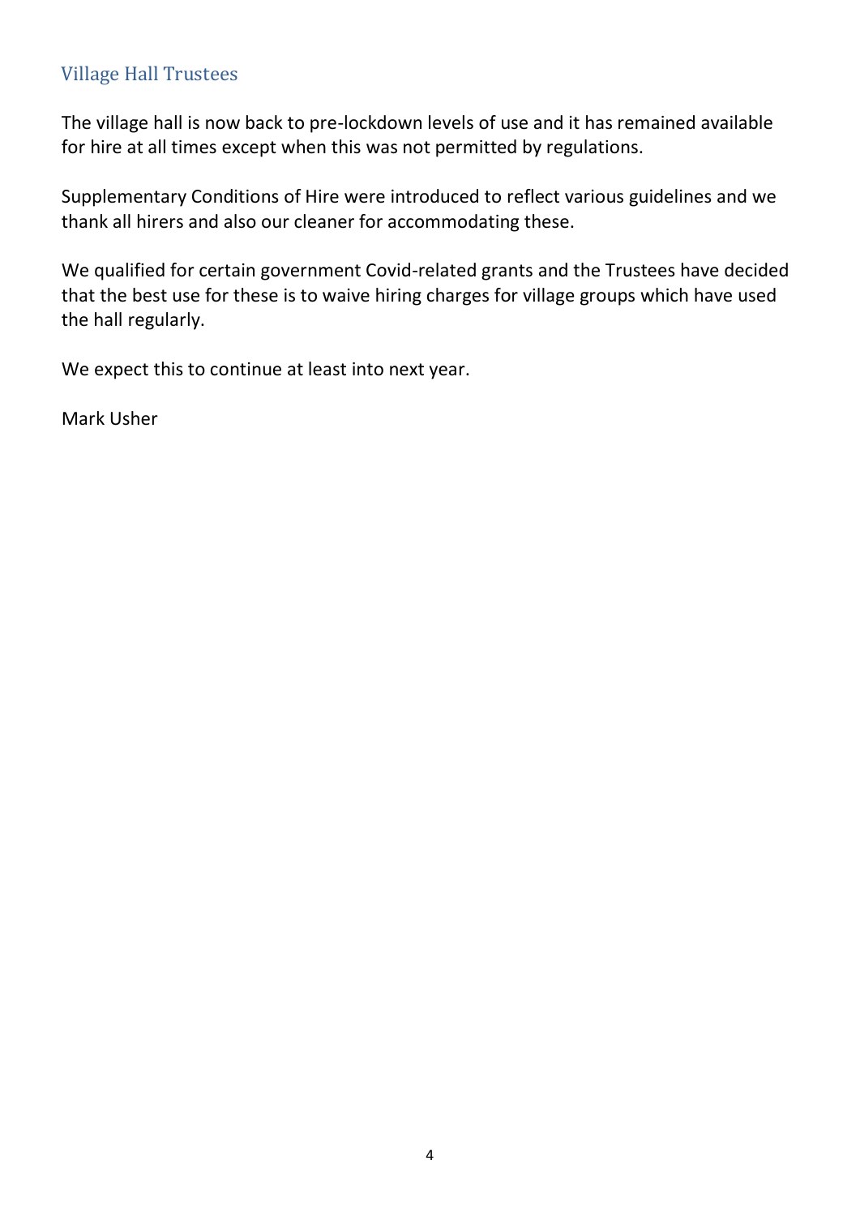## Village Hall Trustees

The village hall is now back to pre-lockdown levels of use and it has remained available for hire at all times except when this was not permitted by regulations.

Supplementary Conditions of Hire were introduced to reflect various guidelines and we thank all hirers and also our cleaner for accommodating these.

We qualified for certain government Covid-related grants and the Trustees have decided that the best use for these is to waive hiring charges for village groups which have used the hall regularly.

We expect this to continue at least into next year.

Mark Usher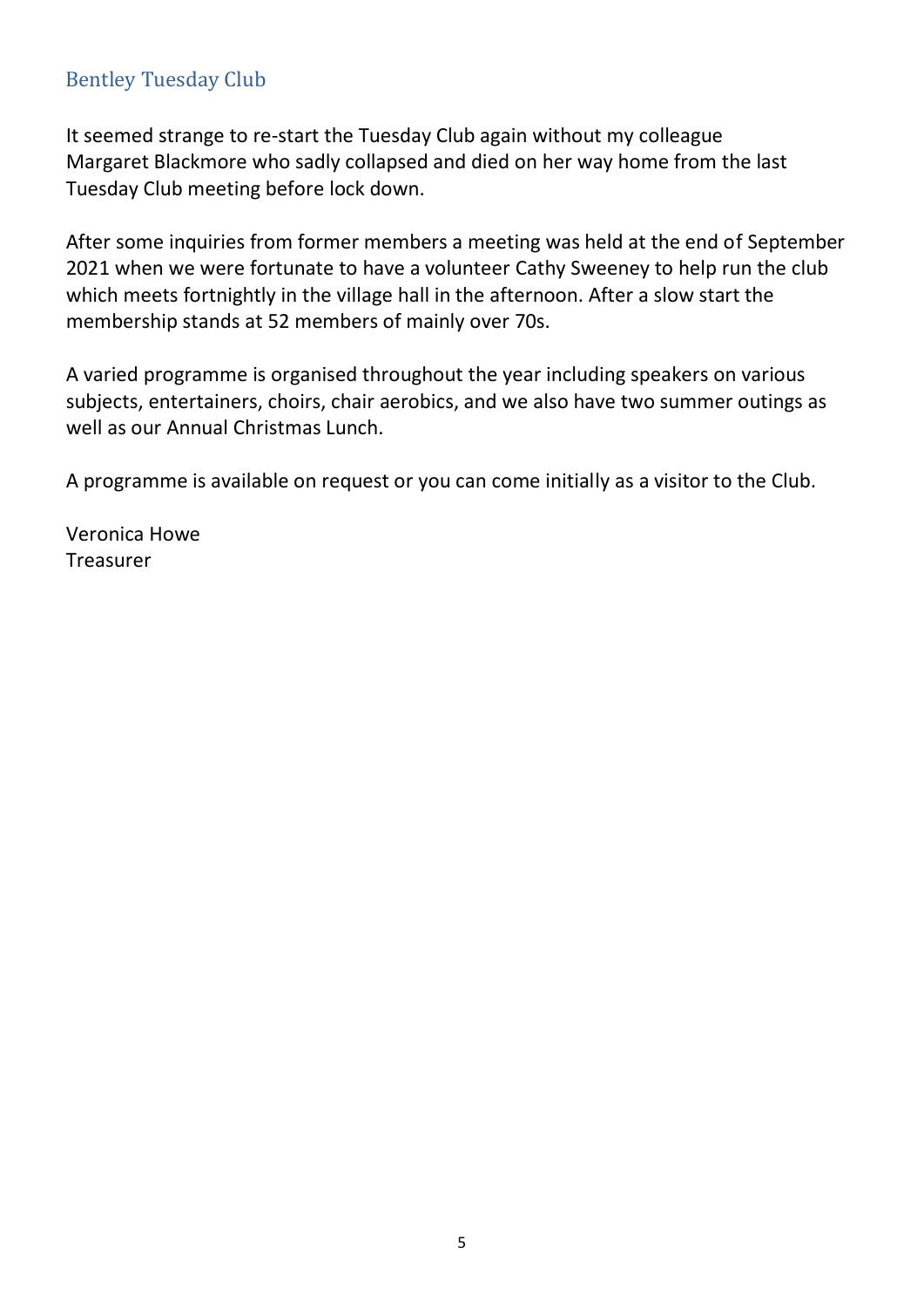## Bentley Tuesday Club

It seemed strange to re-start the Tuesday Club again without my colleague Margaret Blackmore who sadly collapsed and died on her way home from the last Tuesday Club meeting before lock down.

After some inquiries from former members a meeting was held at the end of September 2021 when we were fortunate to have a volunteer Cathy Sweeney to help run the club which meets fortnightly in the village hall in the afternoon. After a slow start the membership stands at 52 members of mainly over 70s.

A varied programme is organised throughout the year including speakers on various subjects, entertainers, choirs, chair aerobics, and we also have two summer outings as well as our Annual Christmas Lunch.

A programme is available on request or you can come initially as a visitor to the Club.

Veronica Howe
Treasurer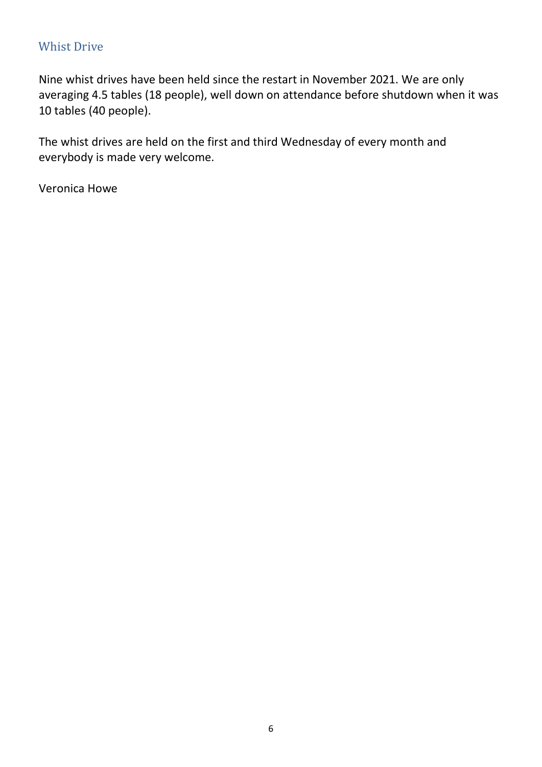## Whist Drive

Nine whist drives have been held since the restart in November 2021. We are only averaging 4.5 tables (18 people), well down on attendance before shutdown when it was 10 tables (40 people).

The whist drives are held on the first and third Wednesday of every month and everybody is made very welcome.

Veronica Howe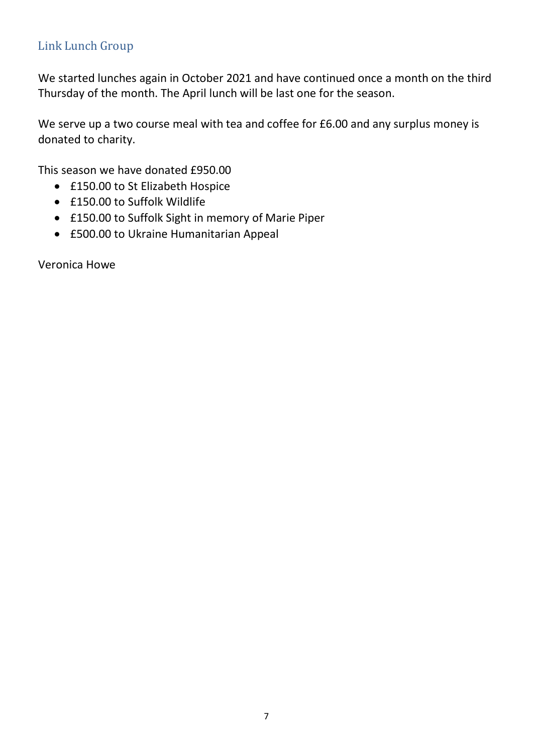## Link Lunch Group

We started lunches again in October 2021 and have continued once a month on the third Thursday of the month. The April lunch will be last one for the season.

We serve up a two course meal with tea and coffee for £6.00 and any surplus money is donated to charity.

This season we have donated £950.00

- £150.00 to St Elizabeth Hospice
- £150.00 to Suffolk Wildlife
- £150.00 to Suffolk Sight in memory of Marie Piper
- £500.00 to Ukraine Humanitarian Appeal

Veronica Howe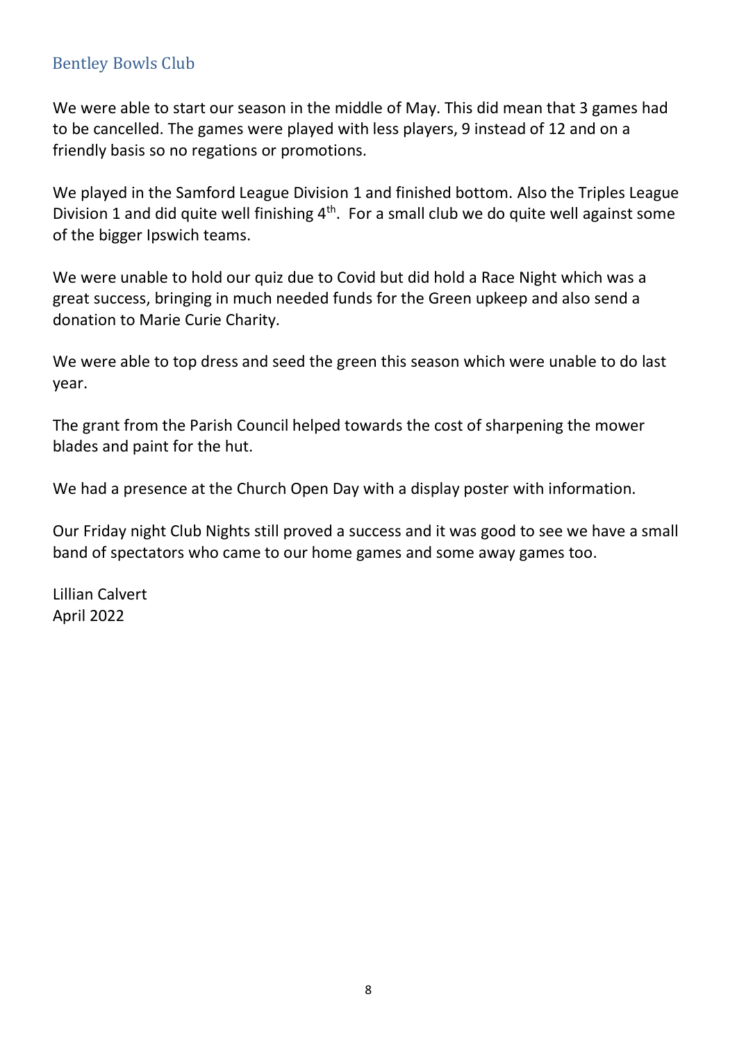## Bentley Bowls Club

We were able to start our season in the middle of May. This did mean that 3 games had to be cancelled. The games were played with less players, 9 instead of 12 and on a friendly basis so no regations or promotions.

We played in the Samford League Division 1 and finished bottom. Also the Triples League Division 1 and did quite well finishing 4th. For a small club we do quite well against some of the bigger Ipswich teams.

We were unable to hold our quiz due to Covid but did hold a Race Night which was a great success, bringing in much needed funds for the Green upkeep and also send a donation to Marie Curie Charity.

We were able to top dress and seed the green this season which were unable to do last year.

The grant from the Parish Council helped towards the cost of sharpening the mower blades and paint for the hut.

We had a presence at the Church Open Day with a display poster with information.

Our Friday night Club Nights still proved a success and it was good to see we have a small band of spectators who came to our home games and some away games too.

Lillian Calvert
April 2022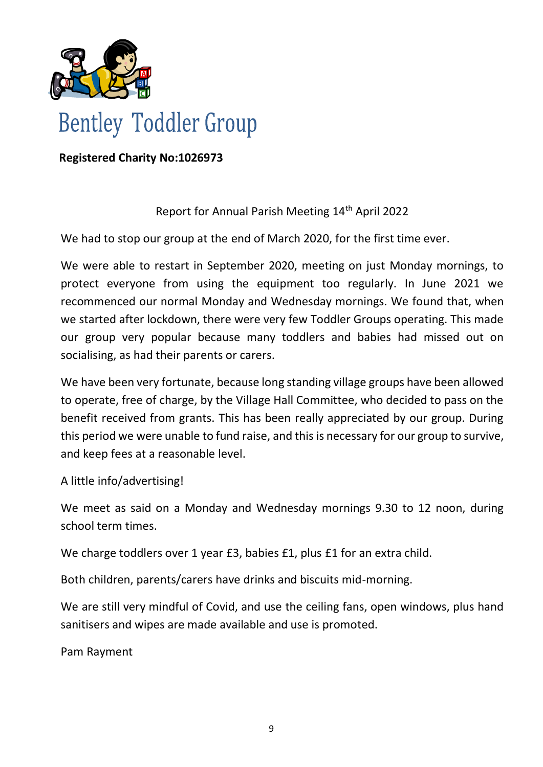# Bentley Toddler Group

**Registered Charity No:1026973**

Report for Annual Parish Meeting 14th April 2022

We had to stop our group at the end of March 2020, for the first time ever.

We were able to restart in September 2020, meeting on just Monday mornings, to protect everyone from using the equipment too regularly. In June 2021 we recommenced our normal Monday and Wednesday mornings. We found that, when we started after lockdown, there were very few Toddler Groups operating. This made our group very popular because many toddlers and babies had missed out on socialising, as had their parents or carers.

We have been very fortunate, because long standing village groups have been allowed to operate, free of charge, by the Village Hall Committee, who decided to pass on the benefit received from grants. This has been really appreciated by our group. During this period we were unable to fund raise, and this is necessary for our group to survive, and keep fees at a reasonable level.

A little info/advertising!

We meet as said on a Monday and Wednesday mornings 9.30 to 12 noon, during school term times.

We charge toddlers over 1 year £3, babies £1, plus £1 for an extra child.

Both children, parents/carers have drinks and biscuits mid-morning.

We are still very mindful of Covid, and use the ceiling fans, open windows, plus hand sanitisers and wipes are made available and use is promoted.

Pam Rayment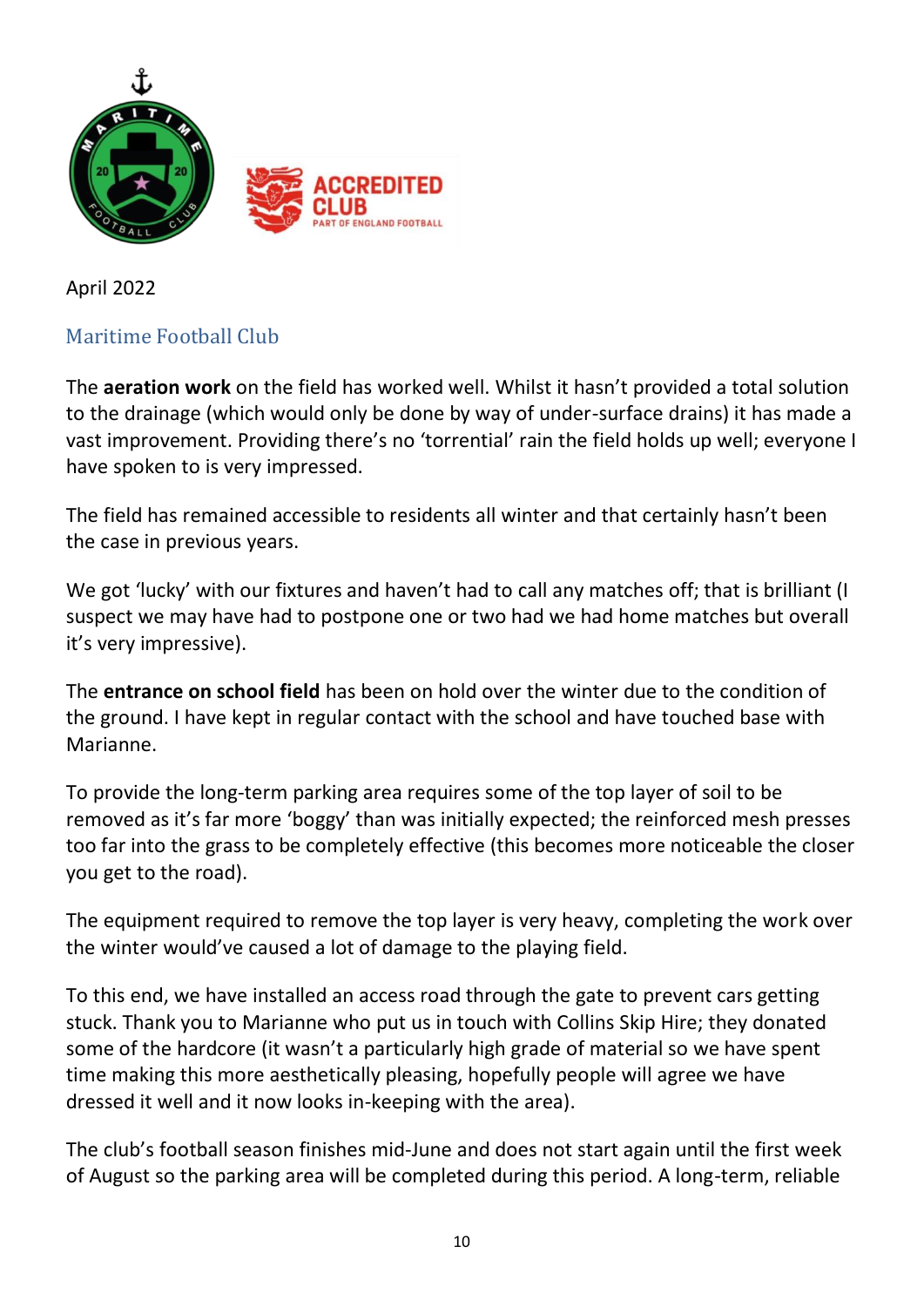April 2022

## Maritime Football Club

The **aeration work** on the field has worked well. Whilst it hasn't provided a total solution to the drainage (which would only be done by way of under-surface drains) it has made a vast improvement. Providing there's no 'torrential' rain the field holds up well; everyone I have spoken to is very impressed.

The field has remained accessible to residents all winter and that certainly hasn't been the case in previous years.

We got 'lucky' with our fixtures and haven't had to call any matches off; that is brilliant (I suspect we may have had to postpone one or two had we had home matches but overall it's very impressive).

The **entrance on school field** has been on hold over the winter due to the condition of the ground. I have kept in regular contact with the school and have touched base with Marianne.

To provide the long-term parking area requires some of the top layer of soil to be removed as it's far more 'boggy' than was initially expected; the reinforced mesh presses too far into the grass to be completely effective (this becomes more noticeable the closer you get to the road).

The equipment required to remove the top layer is very heavy, completing the work over the winter would've caused a lot of damage to the playing field.

To this end, we have installed an access road through the gate to prevent cars getting stuck. Thank you to Marianne who put us in touch with Collins Skip Hire; they donated some of the hardcore (it wasn't a particularly high grade of material so we have spent time making this more aesthetically pleasing, hopefully people will agree we have dressed it well and it now looks in-keeping with the area).

The club's football season finishes mid-June and does not start again until the first week of August so the parking area will be completed during this period. A long-term, reliable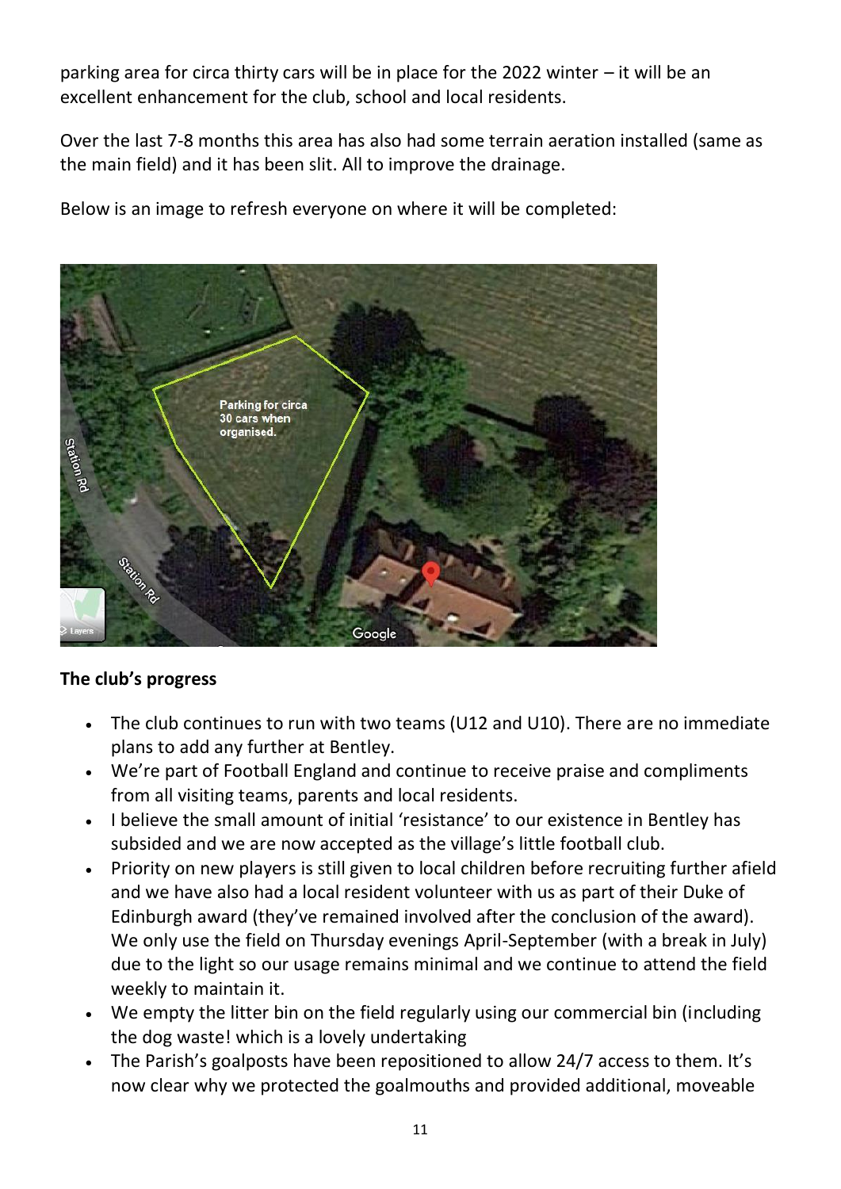parking area for circa thirty cars will be in place for the 2022 winter – it will be an excellent enhancement for the club, school and local residents.

Over the last 7-8 months this area has also had some terrain aeration installed (same as the main field) and it has been slit. All to improve the drainage.

Below is an image to refresh everyone on where it will be completed:

**The club's progress**

- The club continues to run with two teams (U12 and U10). There are no immediate plans to add any further at Bentley.
- We're part of Football England and continue to receive praise and compliments from all visiting teams, parents and local residents.
- I believe the small amount of initial 'resistance' to our existence in Bentley has subsided and we are now accepted as the village's little football club.
- Priority on new players is still given to local children before recruiting further afield and we have also had a local resident volunteer with us as part of their Duke of Edinburgh award (they've remained involved after the conclusion of the award). We only use the field on Thursday evenings April-September (with a break in July) due to the light so our usage remains minimal and we continue to attend the field weekly to maintain it.
- We empty the litter bin on the field regularly using our commercial bin (including the dog waste! which is a lovely undertaking
- The Parish's goalposts have been repositioned to allow 24/7 access to them. It's now clear why we protected the goalmouths and provided additional, moveable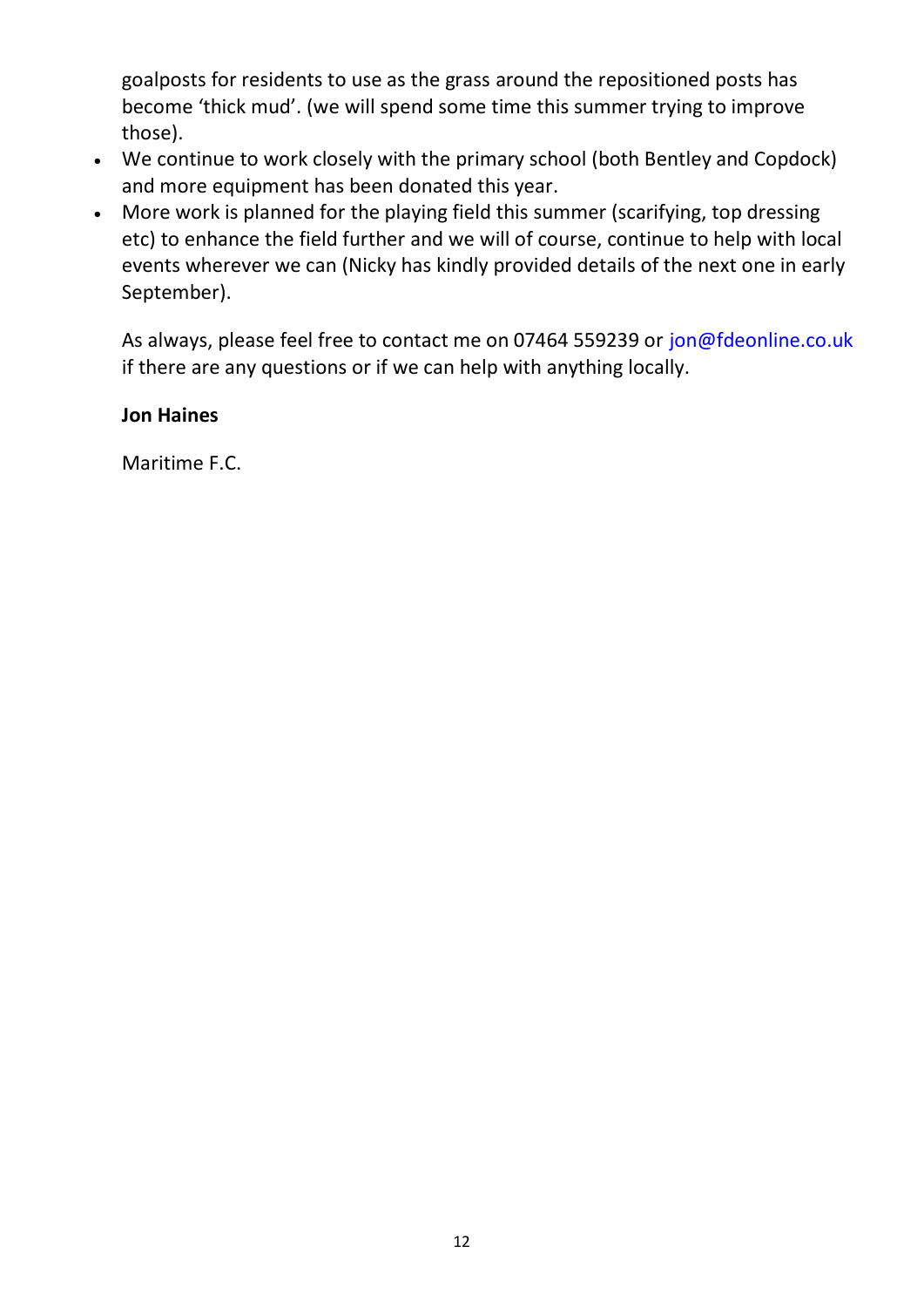goalposts for residents to use as the grass around the repositioned posts has become 'thick mud'. (we will spend some time this summer trying to improve those).

- We continue to work closely with the primary school (both Bentley and Copdock) and more equipment has been donated this year.
- More work is planned for the playing field this summer (scarifying, top dressing etc) to enhance the field further and we will of course, continue to help with local events wherever we can (Nicky has kindly provided details of the next one in early September).

As always, please feel free to contact me on 07464 559239 or jon@fdeonline.co.uk if there are any questions or if we can help with anything locally.

**Jon Haines**

Maritime F.C.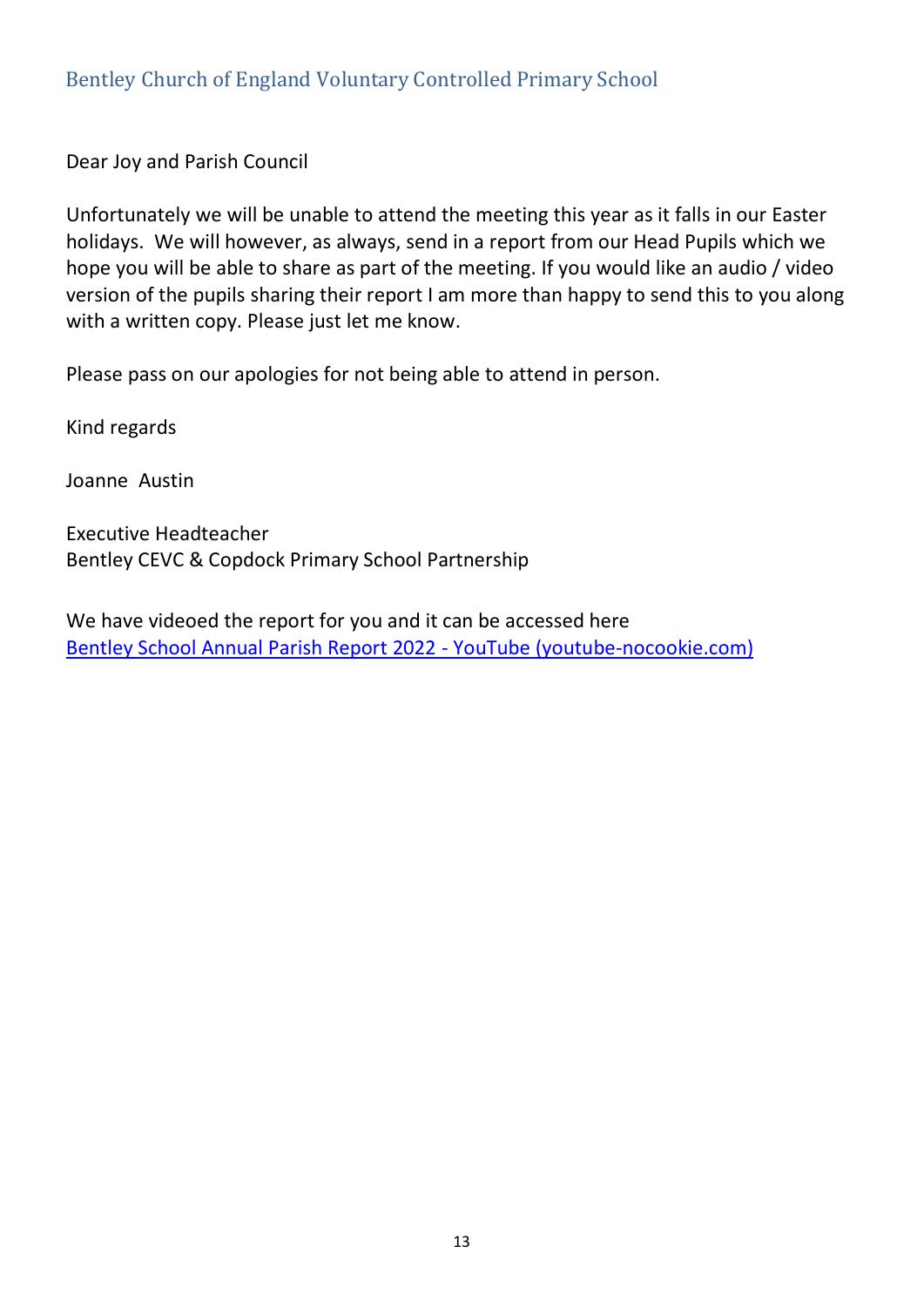## Bentley Church of England Voluntary Controlled Primary School

Dear Joy and Parish Council

Unfortunately we will be unable to attend the meeting this year as it falls in our Easter holidays. We will however, as always, send in a report from our Head Pupils which we hope you will be able to share as part of the meeting. If you would like an audio / video version of the pupils sharing their report I am more than happy to send this to you along with a written copy. Please just let me know.

Please pass on our apologies for not being able to attend in person.

Kind regards

Joanne Austin

Executive Headteacher
Bentley CEVC & Copdock Primary School Partnership

We have videoed the report for you and it can be accessed here
Bentley School Annual Parish Report 2022 - YouTube (youtube-nocookie.com)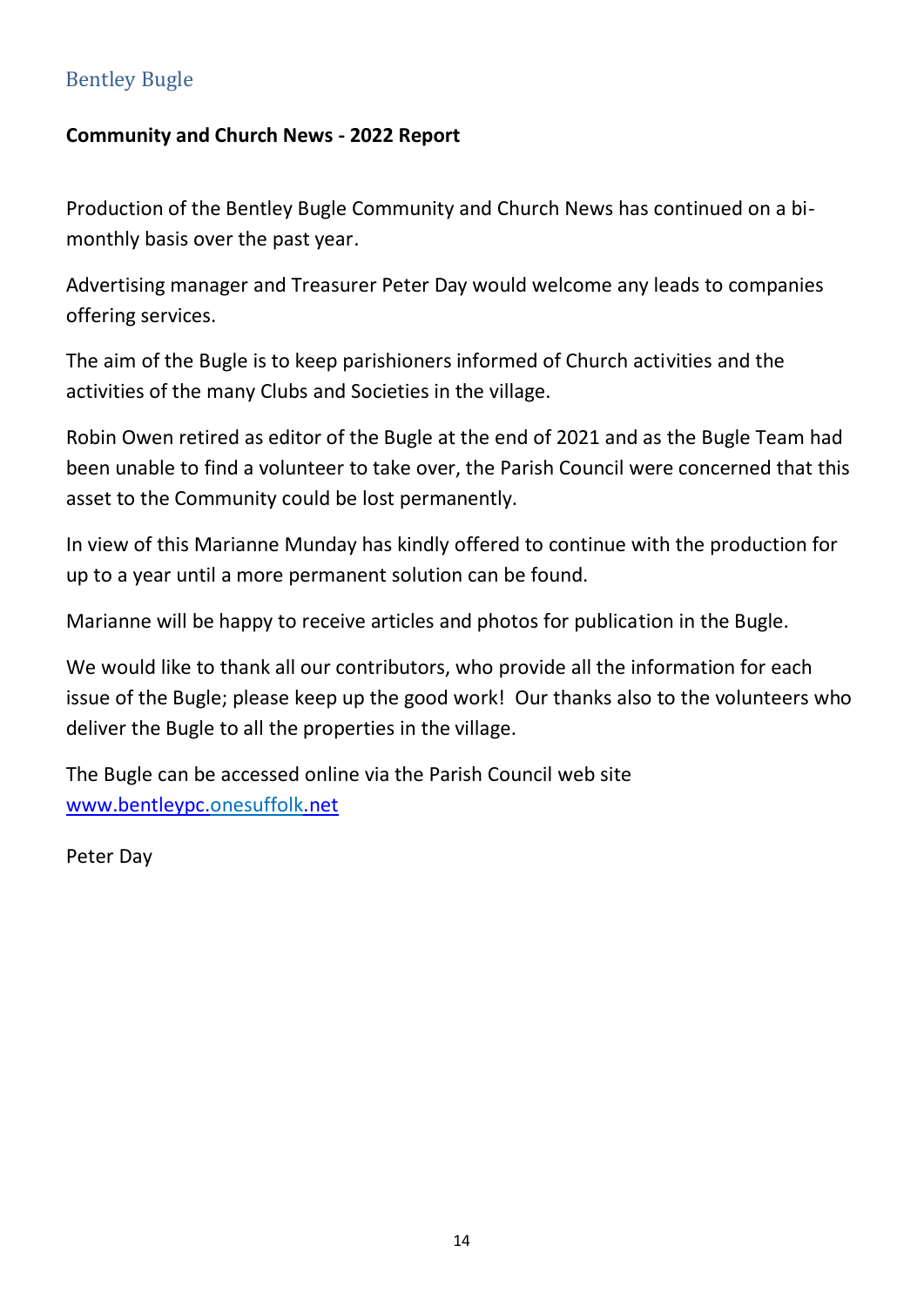## Bentley Bugle

**Community and Church News - 2022 Report**

Production of the Bentley Bugle Community and Church News has continued on a bi-monthly basis over the past year.

Advertising manager and Treasurer Peter Day would welcome any leads to companies offering services.

The aim of the Bugle is to keep parishioners informed of Church activities and the activities of the many Clubs and Societies in the village.

Robin Owen retired as editor of the Bugle at the end of 2021 and as the Bugle Team had been unable to find a volunteer to take over, the Parish Council were concerned that this asset to the Community could be lost permanently.

In view of this Marianne Munday has kindly offered to continue with the production for up to a year until a more permanent solution can be found.

Marianne will be happy to receive articles and photos for publication in the Bugle.

We would like to thank all our contributors, who provide all the information for each issue of the Bugle; please keep up the good work! Our thanks also to the volunteers who deliver the Bugle to all the properties in the village.

The Bugle can be accessed online via the Parish Council web site [www.bentleypc.onesuffolk.net](http://www.bentleypc.onesuffolk.net)

Peter Day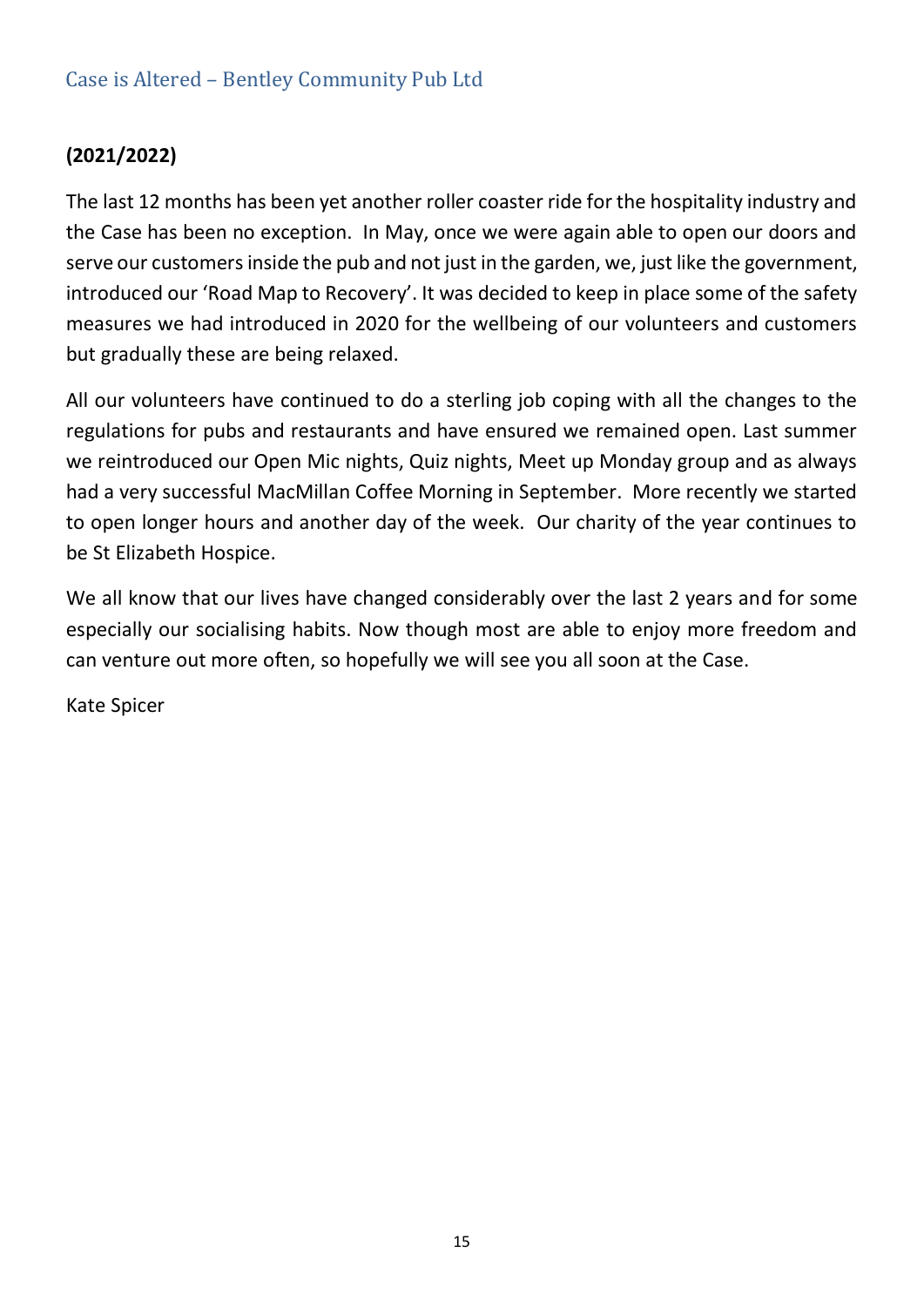## Case is Altered – Bentley Community Pub Ltd

**(2021/2022)**

The last 12 months has been yet another roller coaster ride for the hospitality industry and the Case has been no exception. In May, once we were again able to open our doors and serve our customers inside the pub and not just in the garden, we, just like the government, introduced our 'Road Map to Recovery'. It was decided to keep in place some of the safety measures we had introduced in 2020 for the wellbeing of our volunteers and customers but gradually these are being relaxed.

All our volunteers have continued to do a sterling job coping with all the changes to the regulations for pubs and restaurants and have ensured we remained open. Last summer we reintroduced our Open Mic nights, Quiz nights, Meet up Monday group and as always had a very successful MacMillan Coffee Morning in September. More recently we started to open longer hours and another day of the week. Our charity of the year continues to be St Elizabeth Hospice.

We all know that our lives have changed considerably over the last 2 years and for some especially our socialising habits. Now though most are able to enjoy more freedom and can venture out more often, so hopefully we will see you all soon at the Case.

Kate Spicer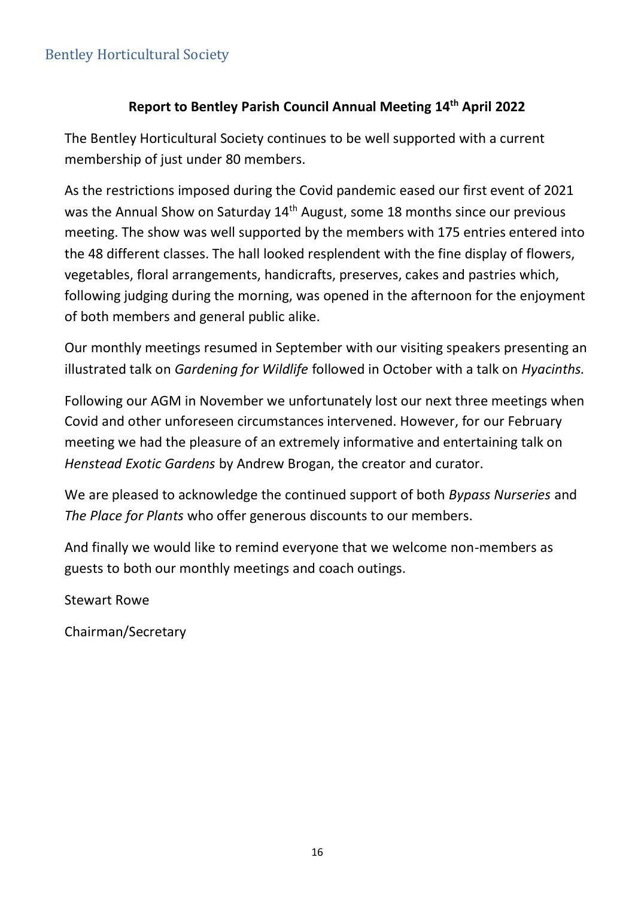## Bentley Horticultural Society

**Report to Bentley Parish Council Annual Meeting 14th April 2022**

The Bentley Horticultural Society continues to be well supported with a current membership of just under 80 members.

As the restrictions imposed during the Covid pandemic eased our first event of 2021 was the Annual Show on Saturday 14th August, some 18 months since our previous meeting. The show was well supported by the members with 175 entries entered into the 48 different classes. The hall looked resplendent with the fine display of flowers, vegetables, floral arrangements, handicrafts, preserves, cakes and pastries which, following judging during the morning, was opened in the afternoon for the enjoyment of both members and general public alike.

Our monthly meetings resumed in September with our visiting speakers presenting an illustrated talk on *Gardening for Wildlife* followed in October with a talk on *Hyacinths.*

Following our AGM in November we unfortunately lost our next three meetings when Covid and other unforeseen circumstances intervened. However, for our February meeting we had the pleasure of an extremely informative and entertaining talk on *Henstead Exotic Gardens* by Andrew Brogan, the creator and curator.

We are pleased to acknowledge the continued support of both *Bypass Nurseries* and *The Place for Plants* who offer generous discounts to our members.

And finally we would like to remind everyone that we welcome non-members as guests to both our monthly meetings and coach outings.

Stewart Rowe

Chairman/Secretary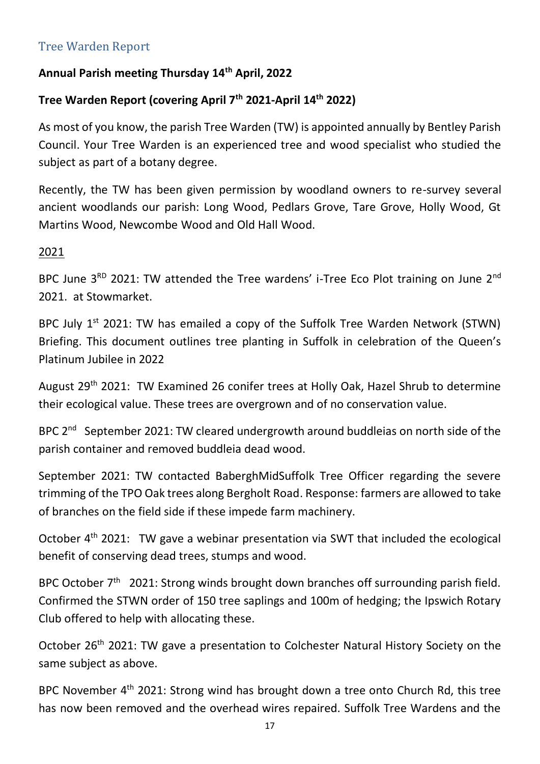## Tree Warden Report

**Annual Parish meeting Thursday 14th April, 2022**

**Tree Warden Report (covering April 7th 2021-April 14th 2022)**

As most of you know, the parish Tree Warden (TW) is appointed annually by Bentley Parish Council. Your Tree Warden is an experienced tree and wood specialist who studied the subject as part of a botany degree.

Recently, the TW has been given permission by woodland owners to re-survey several ancient woodlands our parish: Long Wood, Pedlars Grove, Tare Grove, Holly Wood, Gt Martins Wood, Newcombe Wood and Old Hall Wood.

<u>2021</u>

BPC June 3RD 2021: TW attended the Tree wardens' i-Tree Eco Plot training on June 2nd 2021. at Stowmarket.

BPC July 1st 2021: TW has emailed a copy of the Suffolk Tree Warden Network (STWN) Briefing. This document outlines tree planting in Suffolk in celebration of the Queen's Platinum Jubilee in 2022

August 29th 2021: TW Examined 26 conifer trees at Holly Oak, Hazel Shrub to determine their ecological value. These trees are overgrown and of no conservation value.

BPC 2nd September 2021: TW cleared undergrowth around buddleias on north side of the parish container and removed buddleia dead wood.

September 2021: TW contacted BaberghMidSuffolk Tree Officer regarding the severe trimming of the TPO Oak trees along Bergholt Road. Response: farmers are allowed to take of branches on the field side if these impede farm machinery.

October 4th 2021: TW gave a webinar presentation via SWT that included the ecological benefit of conserving dead trees, stumps and wood.

BPC October 7th 2021: Strong winds brought down branches off surrounding parish field. Confirmed the STWN order of 150 tree saplings and 100m of hedging; the Ipswich Rotary Club offered to help with allocating these.

October 26th 2021: TW gave a presentation to Colchester Natural History Society on the same subject as above.

BPC November 4th 2021: Strong wind has brought down a tree onto Church Rd, this tree has now been removed and the overhead wires repaired. Suffolk Tree Wardens and the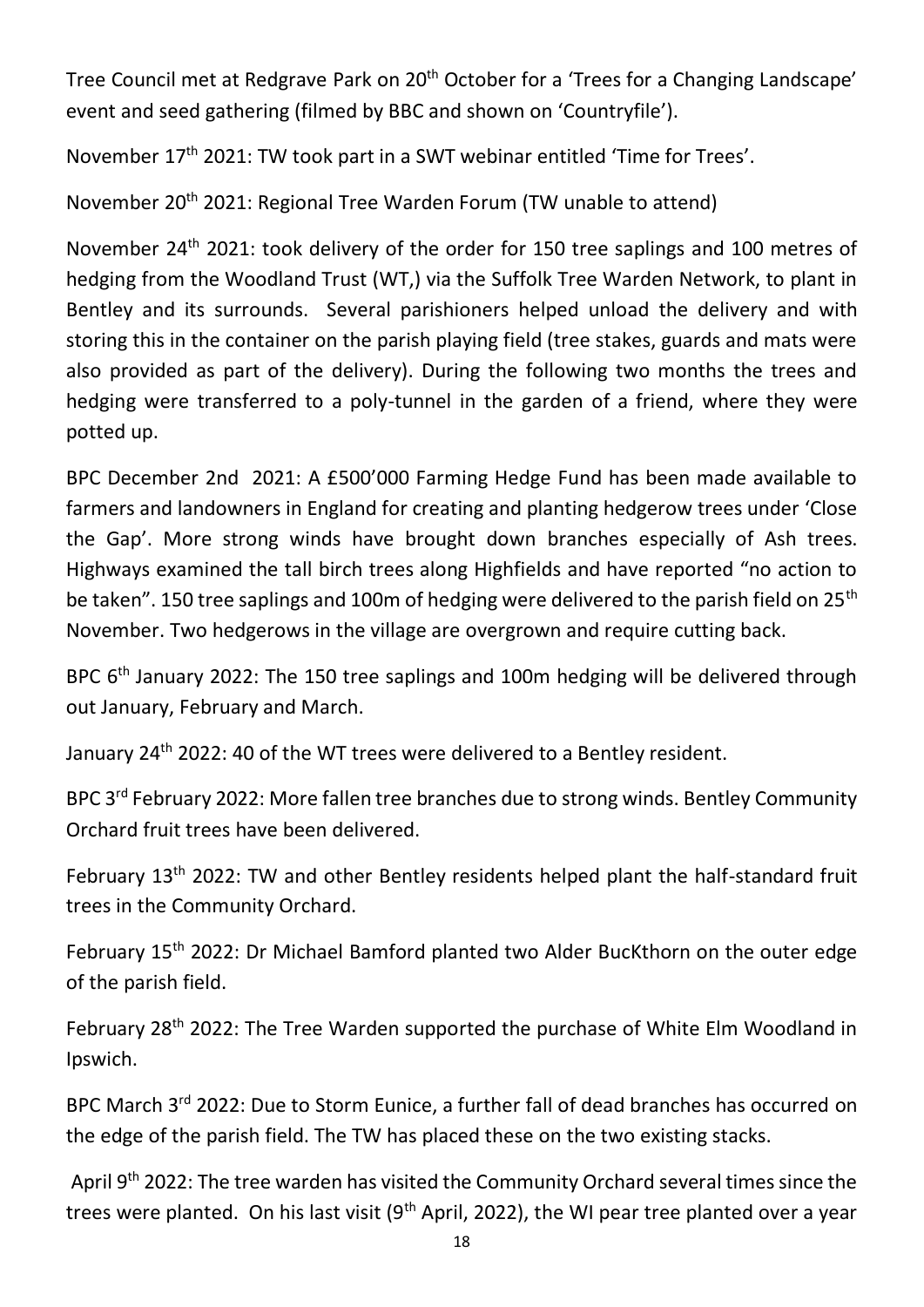Tree Council met at Redgrave Park on 20th October for a 'Trees for a Changing Landscape' event and seed gathering (filmed by BBC and shown on 'Countryfile').

November 17th 2021: TW took part in a SWT webinar entitled 'Time for Trees'.

November 20th 2021: Regional Tree Warden Forum (TW unable to attend)

November 24th 2021: took delivery of the order for 150 tree saplings and 100 metres of hedging from the Woodland Trust (WT,) via the Suffolk Tree Warden Network, to plant in Bentley and its surrounds. Several parishioners helped unload the delivery and with storing this in the container on the parish playing field (tree stakes, guards and mats were also provided as part of the delivery). During the following two months the trees and hedging were transferred to a poly-tunnel in the garden of a friend, where they were potted up.

BPC December 2nd 2021: A £500'000 Farming Hedge Fund has been made available to farmers and landowners in England for creating and planting hedgerow trees under 'Close the Gap'. More strong winds have brought down branches especially of Ash trees. Highways examined the tall birch trees along Highfields and have reported "no action to be taken". 150 tree saplings and 100m of hedging were delivered to the parish field on 25th November. Two hedgerows in the village are overgrown and require cutting back.

BPC 6th January 2022: The 150 tree saplings and 100m hedging will be delivered through out January, February and March.

January 24th 2022: 40 of the WT trees were delivered to a Bentley resident.

BPC 3rd February 2022: More fallen tree branches due to strong winds. Bentley Community Orchard fruit trees have been delivered.

February 13th 2022: TW and other Bentley residents helped plant the half-standard fruit trees in the Community Orchard.

February 15th 2022: Dr Michael Bamford planted two Alder BucKthorn on the outer edge of the parish field.

February 28th 2022: The Tree Warden supported the purchase of White Elm Woodland in Ipswich.

BPC March 3rd 2022: Due to Storm Eunice, a further fall of dead branches has occurred on the edge of the parish field. The TW has placed these on the two existing stacks.

April 9th 2022: The tree warden has visited the Community Orchard several times since the trees were planted. On his last visit (9th April, 2022), the WI pear tree planted over a year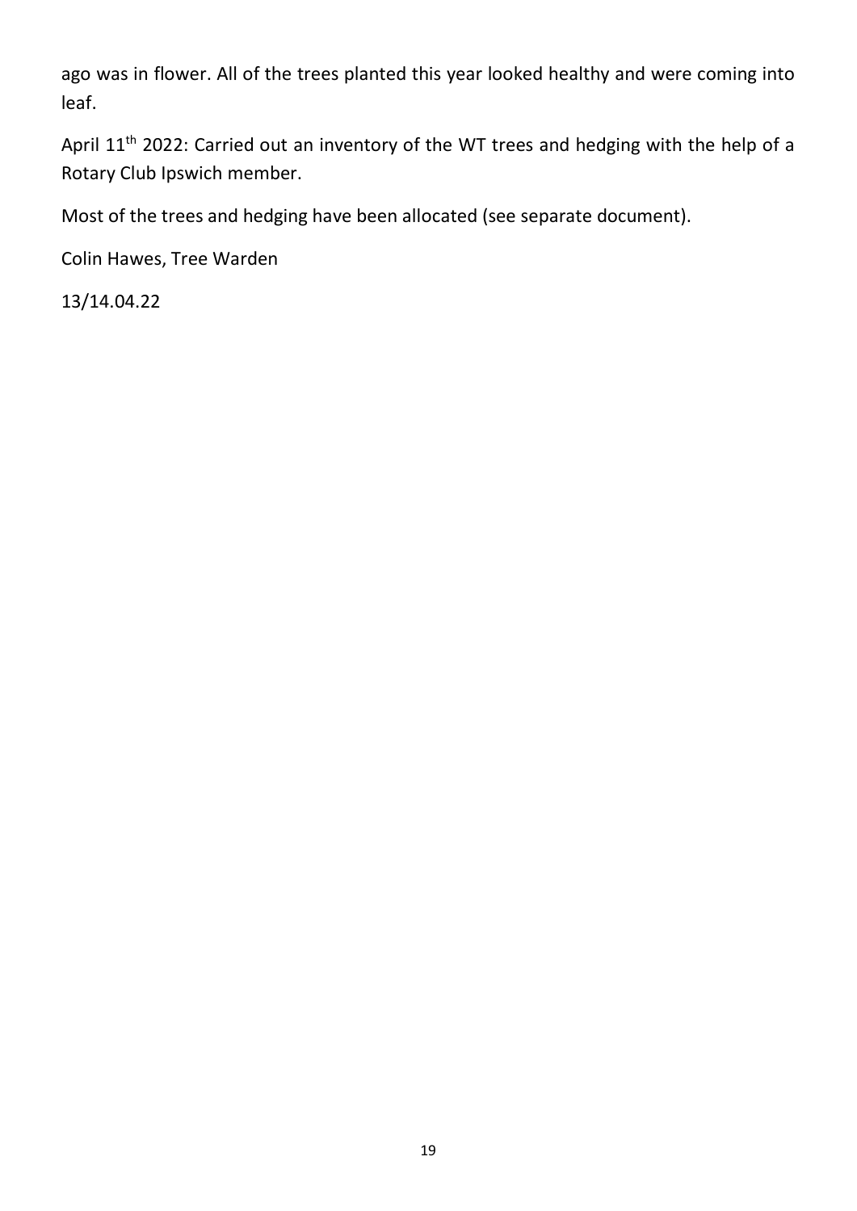ago was in flower. All of the trees planted this year looked healthy and were coming into leaf.

April 11th 2022: Carried out an inventory of the WT trees and hedging with the help of a Rotary Club Ipswich member.

Most of the trees and hedging have been allocated (see separate document).

Colin Hawes, Tree Warden

13/14.04.22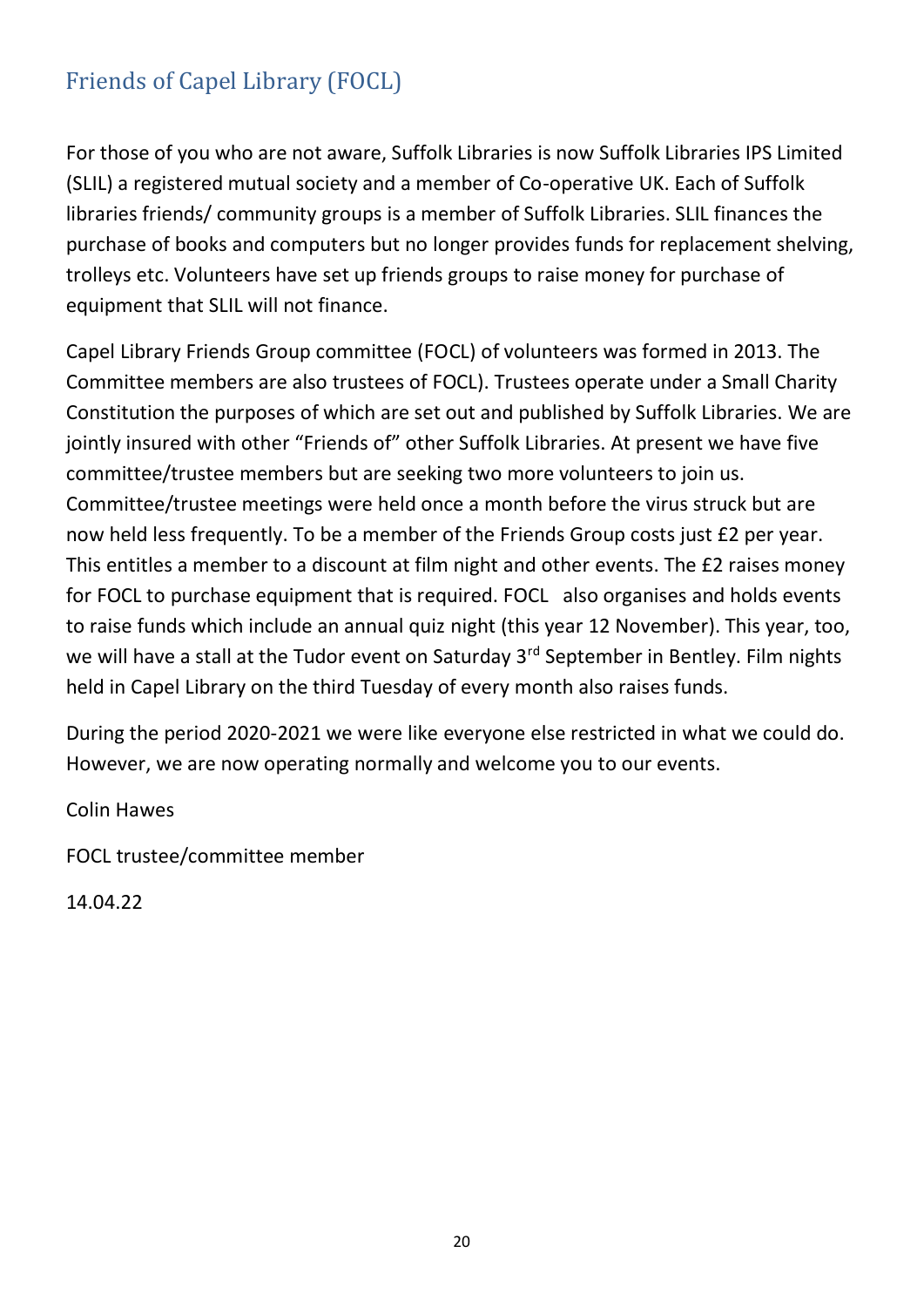## Friends of Capel Library (FOCL)

For those of you who are not aware, Suffolk Libraries is now Suffolk Libraries IPS Limited (SLIL) a registered mutual society and a member of Co-operative UK. Each of Suffolk libraries friends/ community groups is a member of Suffolk Libraries. SLIL finances the purchase of books and computers but no longer provides funds for replacement shelving, trolleys etc. Volunteers have set up friends groups to raise money for purchase of equipment that SLIL will not finance.

Capel Library Friends Group committee (FOCL) of volunteers was formed in 2013. The Committee members are also trustees of FOCL). Trustees operate under a Small Charity Constitution the purposes of which are set out and published by Suffolk Libraries. We are jointly insured with other "Friends of" other Suffolk Libraries. At present we have five committee/trustee members but are seeking two more volunteers to join us. Committee/trustee meetings were held once a month before the virus struck but are now held less frequently. To be a member of the Friends Group costs just £2 per year. This entitles a member to a discount at film night and other events. The £2 raises money for FOCL to purchase equipment that is required. FOCL also organises and holds events to raise funds which include an annual quiz night (this year 12 November). This year, too, we will have a stall at the Tudor event on Saturday 3rd September in Bentley. Film nights held in Capel Library on the third Tuesday of every month also raises funds.

During the period 2020-2021 we were like everyone else restricted in what we could do. However, we are now operating normally and welcome you to our events.

Colin Hawes

FOCL trustee/committee member

14.04.22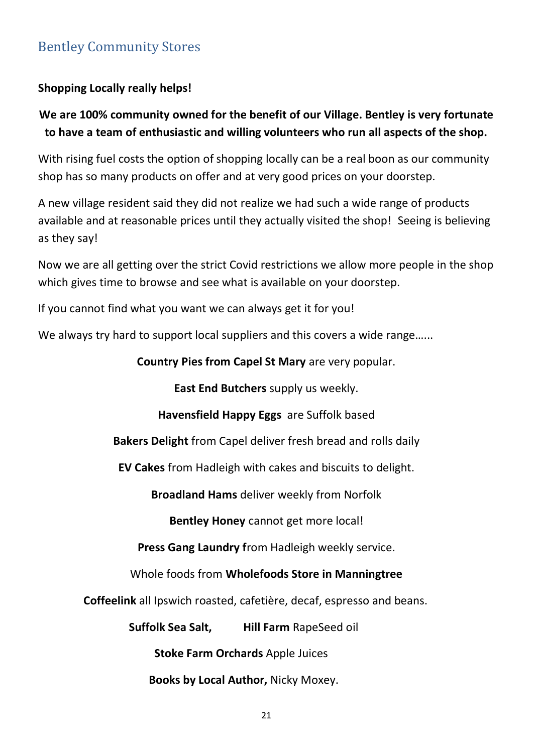## Bentley Community Stores

**Shopping Locally really helps!**

**We are 100% community owned for the benefit of our Village. Bentley is very fortunate to have a team of enthusiastic and willing volunteers who run all aspects of the shop.**

With rising fuel costs the option of shopping locally can be a real boon as our community shop has so many products on offer and at very good prices on your doorstep.

A new village resident said they did not realize we had such a wide range of products available and at reasonable prices until they actually visited the shop! Seeing is believing as they say!

Now we are all getting over the strict Covid restrictions we allow more people in the shop which gives time to browse and see what is available on your doorstep.

If you cannot find what you want we can always get it for you!

We always try hard to support local suppliers and this covers a wide range……

**Country Pies from Capel St Mary** are very popular.

**East End Butchers** supply us weekly.

**Havensfield Happy Eggs** are Suffolk based

**Bakers Delight** from Capel deliver fresh bread and rolls daily

**EV Cakes** from Hadleigh with cakes and biscuits to delight.

**Broadland Hams** deliver weekly from Norfolk

**Bentley Honey** cannot get more local!

**Press Gang Laundry f**rom Hadleigh weekly service.

Whole foods from **Wholefoods Store in Manningtree**

**Coffeelink** all Ipswich roasted, cafetière, decaf, espresso and beans.

**Suffolk Sea Salt,** **Hill Farm** RapeSeed oil

**Stoke Farm Orchards** Apple Juices

**Books by Local Author,** Nicky Moxey.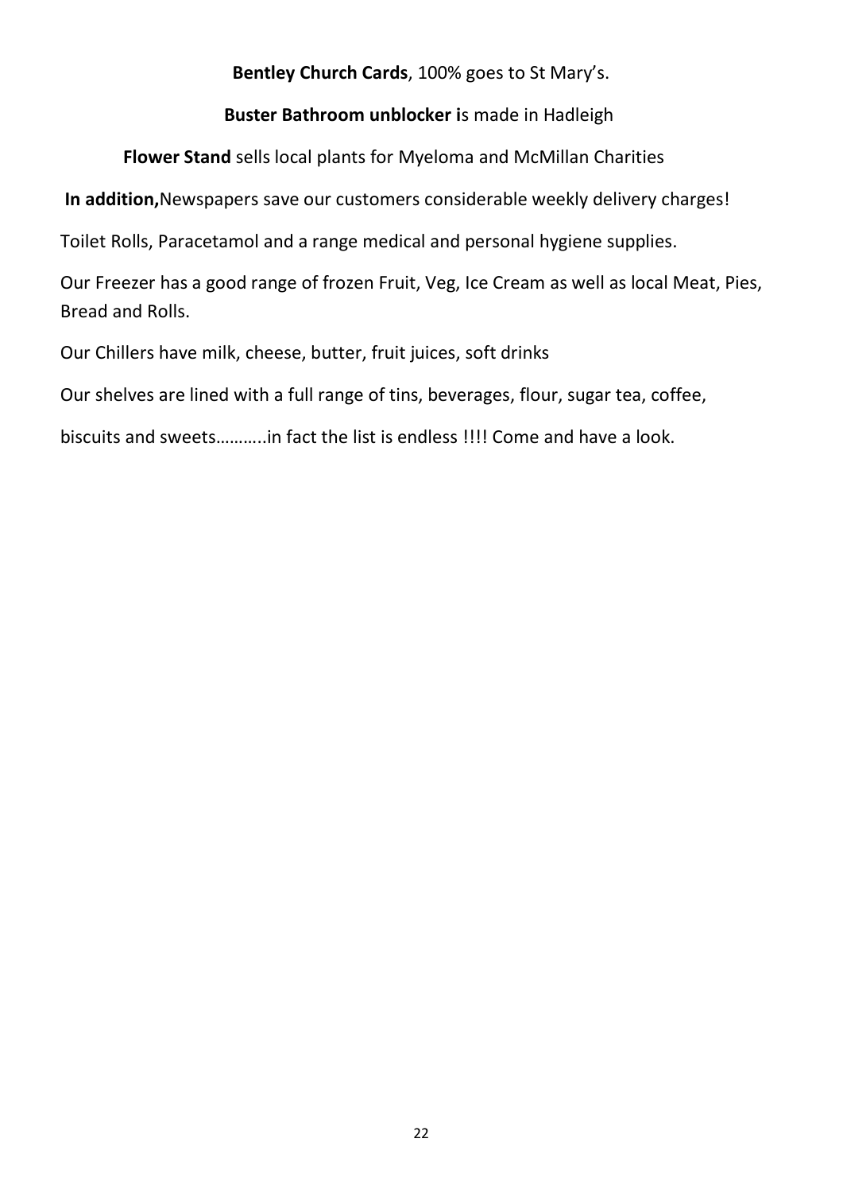**Bentley Church Cards**, 100% goes to St Mary's.

**Buster Bathroom unblocker i**s made in Hadleigh

**Flower Stand** sells local plants for Myeloma and McMillan Charities

**In addition,**Newspapers save our customers considerable weekly delivery charges!

Toilet Rolls, Paracetamol and a range medical and personal hygiene supplies.

Our Freezer has a good range of frozen Fruit, Veg, Ice Cream as well as local Meat, Pies, Bread and Rolls.

Our Chillers have milk, cheese, butter, fruit juices, soft drinks

Our shelves are lined with a full range of tins, beverages, flour, sugar tea, coffee,

biscuits and sweets………..in fact the list is endless !!!! Come and have a look.